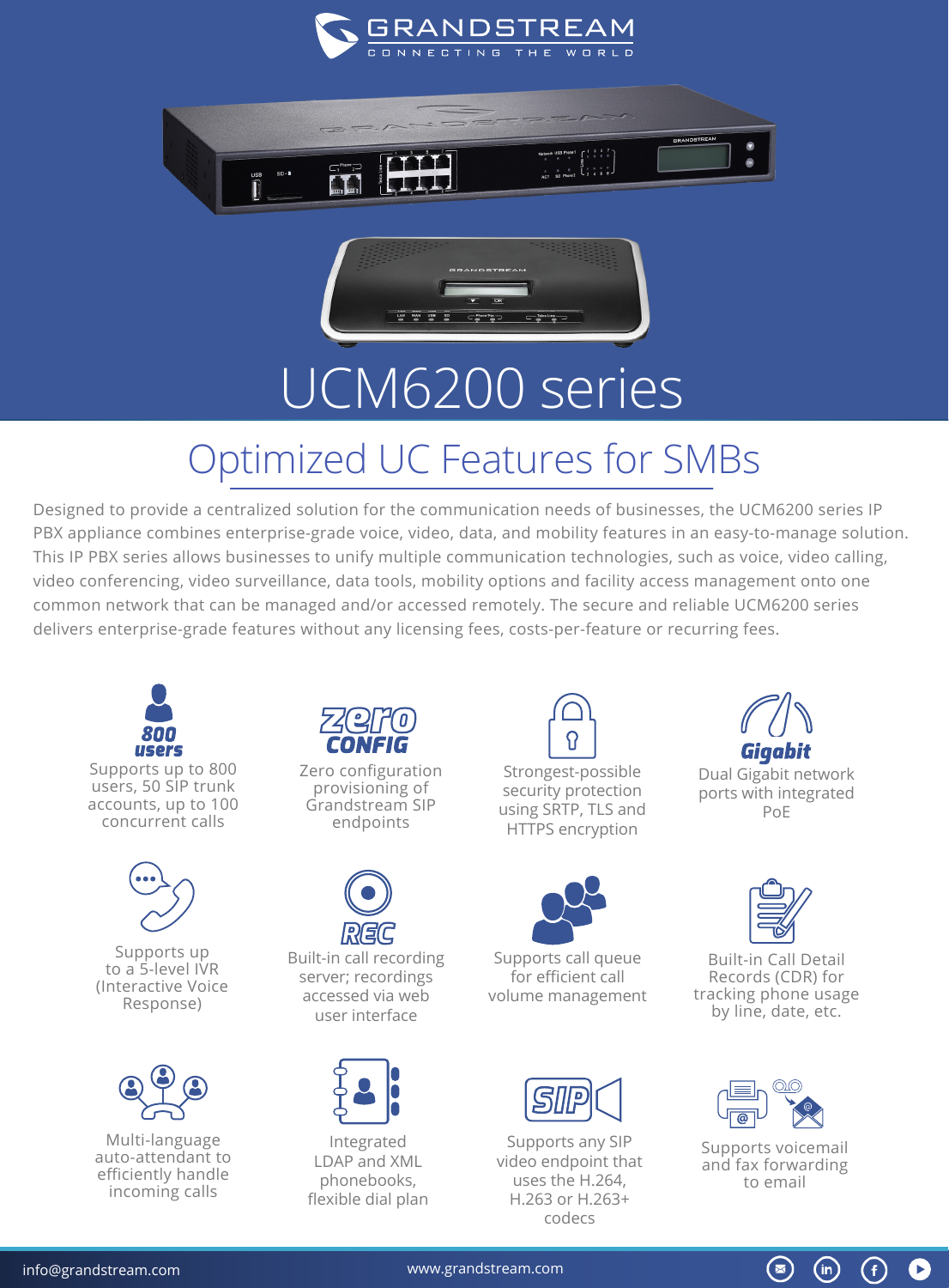# UCM6200 series

## Optimized UC Features for SMBs

Designed to provide a centralized solution for the communication needs of businesses, the UCM6200 series IP PBX appliance combines enterprise-grade voice, video, data, and mobility features in an easy-to-manage solution. This IP PBX series allows businesses to unify multiple communication technologies, such as voice, video calling, video conferencing, video surveillance, data tools, mobility options and facility access management onto one common network that can be managed and/or accessed remotely. The secure and reliable UCM6200 series delivers enterprise-grade features without any licensing fees, costs-per-feature or recurring fees.

**800 users**
Supports up to 800 users, 50 SIP trunk accounts, up to 100 concurrent calls

**zero CONFIG**
Zero configuration provisioning of Grandstream SIP endpoints

Strongest-possible security protection using SRTP, TLS and HTTPS encryption

**Gigabit**
Dual Gigabit network ports with integrated PoE

Supports up to a 5-level IVR (Interactive Voice Response)

**REC**
Built-in call recording server; recordings accessed via web user interface

Supports call queue for efficient call volume management

Built-in Call Detail Records (CDR) for tracking phone usage by line, date, etc.

Multi-language auto-attendant to efficiently handle incoming calls

Integrated LDAP and XML phonebooks, flexible dial plan

**SIP**
Supports any SIP video endpoint that uses the H.264, H.263 or H.263+ codecs

Supports voicemail and fax forwarding to email

info@grandstream.com www.grandstream.com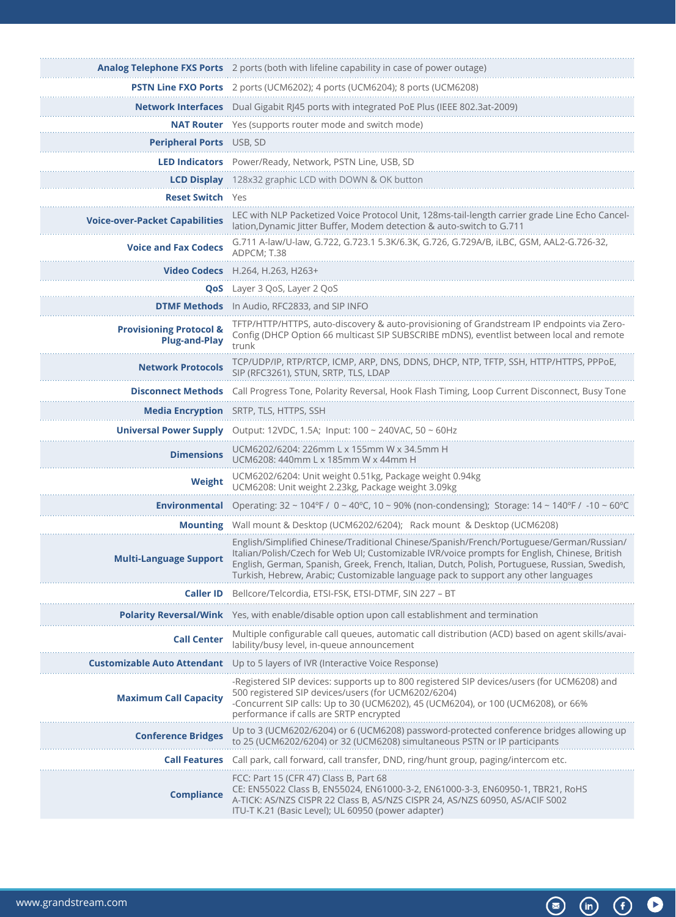| | |
|---|---|
| **Analog Telephone FXS Ports** | 2 ports (both with lifeline capability in case of power outage) |
| **PSTN Line FXO Ports** | 2 ports (UCM6202); 4 ports (UCM6204); 8 ports (UCM6208) |
| **Network Interfaces** | Dual Gigabit RJ45 ports with integrated PoE Plus (IEEE 802.3at-2009) |
| **NAT Router** | Yes (supports router mode and switch mode) |
| **Peripheral Ports** | USB, SD |
| **LED Indicators** | Power/Ready, Network, PSTN Line, USB, SD |
| **LCD Display** | 128x32 graphic LCD with DOWN & OK button |
| **Reset Switch** | Yes |
| **Voice-over-Packet Capabilities** | LEC with NLP Packetized Voice Protocol Unit, 128ms-tail-length carrier grade Line Echo Cancel-lation,Dynamic Jitter Buffer, Modem detection & auto-switch to G.711 |
| **Voice and Fax Codecs** | G.711 A-law/U-law, G.722, G.723.1 5.3K/6.3K, G.726, G.729A/B, iLBC, GSM, AAL2-G.726-32, ADPCM; T.38 |
| **Video Codecs** | H.264, H.263, H263+ |
| **QoS** | Layer 3 QoS, Layer 2 QoS |
| **DTMF Methods** | In Audio, RFC2833, and SIP INFO |
| **Provisioning Protocol & Plug-and-Play** | TFTP/HTTP/HTTPS, auto-discovery & auto-provisioning of Grandstream IP endpoints via Zero-Config (DHCP Option 66 multicast SIP SUBSCRIBE mDNS), eventlist between local and remote trunk |
| **Network Protocols** | TCP/UDP/IP, RTP/RTCP, ICMP, ARP, DNS, DDNS, DHCP, NTP, TFTP, SSH, HTTP/HTTPS, PPPoE, SIP (RFC3261), STUN, SRTP, TLS, LDAP |
| **Disconnect Methods** | Call Progress Tone, Polarity Reversal, Hook Flash Timing, Loop Current Disconnect, Busy Tone |
| **Media Encryption** | SRTP, TLS, HTTPS, SSH |
| **Universal Power Supply** | Output: 12VDC, 1.5A; Input: 100 ~ 240VAC, 50 ~ 60Hz |
| **Dimensions** | UCM6202/6204: 226mm L x 155mm W x 34.5mm H<br>UCM6208: 440mm L x 185mm W x 44mm H |
| **Weight** | UCM6202/6204: Unit weight 0.51kg, Package weight 0.94kg<br>UCM6208: Unit weight 2.23kg, Package weight 3.09kg |
| **Environmental** | Operating: 32 ~ 104ºF / 0 ~ 40ºC, 10 ~ 90% (non-condensing); Storage: 14 ~ 140ºF / -10 ~ 60ºC |
| **Mounting** | Wall mount & Desktop (UCM6202/6204); Rack mount & Desktop (UCM6208) |
| **Multi-Language Support** | English/Simplified Chinese/Traditional Chinese/Spanish/French/Portuguese/German/Russian/ Italian/Polish/Czech for Web UI; Customizable IVR/voice prompts for English, Chinese, British English, German, Spanish, Greek, French, Italian, Dutch, Polish, Portuguese, Russian, Swedish, Turkish, Hebrew, Arabic; Customizable language pack to support any other languages |
| **Caller ID** | Bellcore/Telcordia, ETSI-FSK, ETSI-DTMF, SIN 227 – BT |
| **Polarity Reversal/Wink** | Yes, with enable/disable option upon call establishment and termination |
| **Call Center** | Multiple configurable call queues, automatic call distribution (ACD) based on agent skills/avai-lability/busy level, in-queue announcement |
| **Customizable Auto Attendant** | Up to 5 layers of IVR (Interactive Voice Response) |
| **Maximum Call Capacity** | -Registered SIP devices: supports up to 800 registered SIP devices/users (for UCM6208) and 500 registered SIP devices/users (for UCM6202/6204)<br>-Concurrent SIP calls: Up to 30 (UCM6202), 45 (UCM6204), or 100 (UCM6208), or 66% performance if calls are SRTP encrypted |
| **Conference Bridges** | Up to 3 (UCM6202/6204) or 6 (UCM6208) password-protected conference bridges allowing up to 25 (UCM6202/6204) or 32 (UCM6208) simultaneous PSTN or IP participants |
| **Call Features** | Call park, call forward, call transfer, DND, ring/hunt group, paging/intercom etc. |
| **Compliance** | FCC: Part 15 (CFR 47) Class B, Part 68<br>CE: EN55022 Class B, EN55024, EN61000-3-2, EN61000-3-3, EN60950-1, TBR21, RoHS<br>A-TICK: AS/NZS CISPR 22 Class B, AS/NZS CISPR 24, AS/NZS 60950, AS/ACIF S002<br>ITU-T K.21 (Basic Level); UL 60950 (power adapter) |

www.grandstream.com